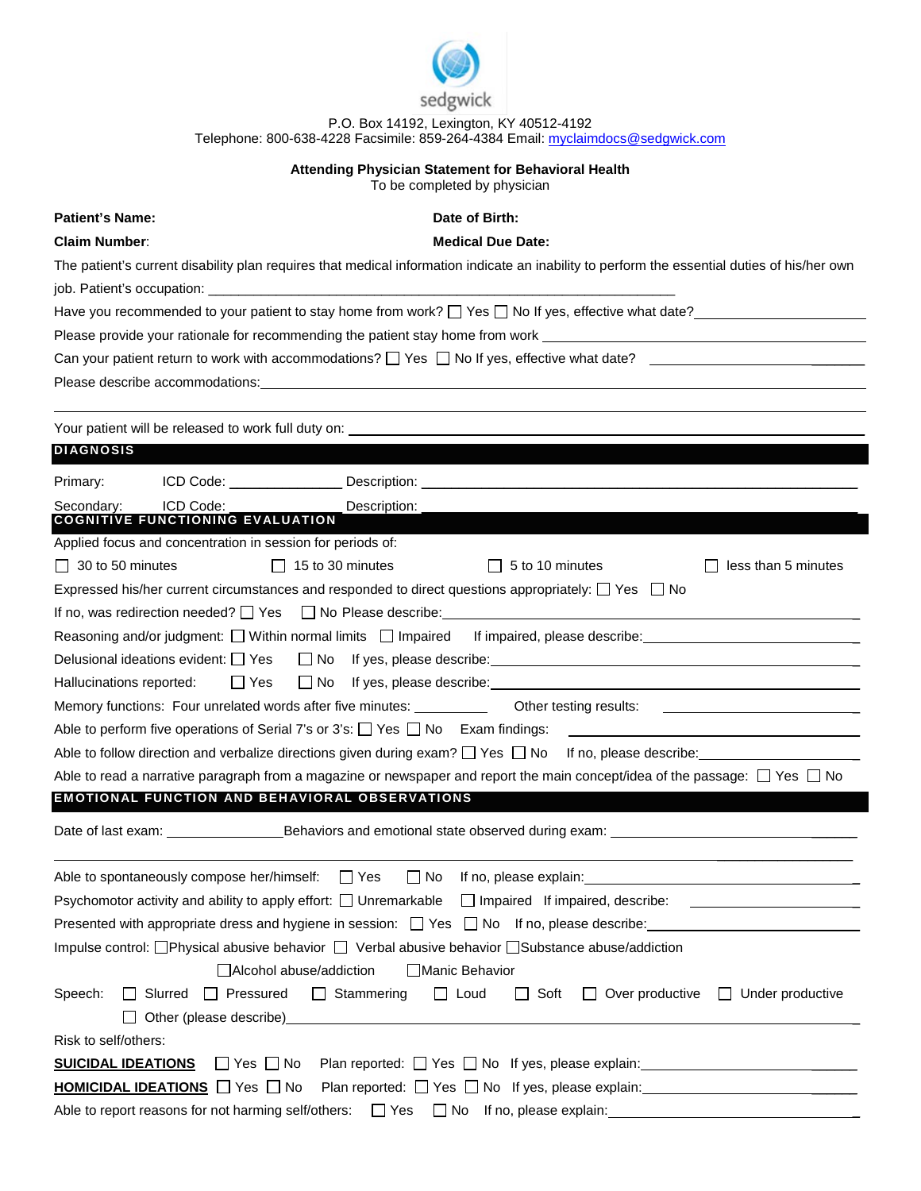sedgwick

P.O. Box 14192, Lexington, KY 40512-4192
Telephone: 800-638-4228 Facsimile: 859-264-4384 Email: myclaimdocs@sedgwick.com

**Attending Physician Statement for Behavioral Health**
To be completed by physician

**Patient's Name:** **Date of Birth:**

**Claim Number**: **Medical Due Date:**

The patient's current disability plan requires that medical information indicate an inability to perform the essential duties of his/her own job. Patient's occupation: ___________________________________________________________

Have you recommended to your patient to stay home from work? ☐ Yes ☐ No If yes, effective what date?____________________

Please provide your rationale for recommending the patient stay home from work ____________________________________________

Can your patient return to work with accommodations? ☐ Yes ☐ No If yes, effective what date? ____________________________

Please describe accommodations:____________________________________________________________________________

________________________________________________________________________________________________________

Your patient will be released to work full duty on: _________________________________________________________________

## DIAGNOSIS

Primary: ICD Code: _______________ Description: ____________________________________________________________

Secondary: ICD Code: _______________ Description: ____________________________________________________________

## COGNITIVE FUNCTIONING EVALUATION

Applied focus and concentration in session for periods of:

☐ 30 to 50 minutes ☐ 15 to 30 minutes ☐ 5 to 10 minutes ☐ less than 5 minutes

Expressed his/her current circumstances and responded to direct questions appropriately: ☐ Yes ☐ No

If no, was redirection needed? ☐ Yes ☐ No Please describe:_______________________________________________________

Reasoning and/or judgment: ☐ Within normal limits ☐ Impaired If impaired, please describe:______________________________

Delusional ideations evident: ☐ Yes ☐ No If yes, please describe:___________________________________________________

Hallucinations reported: ☐ Yes ☐ No If yes, please describe:___________________________________________________

Memory functions: Four unrelated words after five minutes: __________ Other testing results: ___________________________

Able to perform five operations of Serial 7's or 3's: ☐ Yes ☐ No Exam findings: ___________________________________

Able to follow direction and verbalize directions given during exam? ☐ Yes ☐ No If no, please describe:______________________

Able to read a narrative paragraph from a magazine or newspaper and report the main concept/idea of the passage: ☐ Yes ☐ No

## EMOTIONAL FUNCTION AND BEHAVIORAL OBSERVATIONS

Date of last exam: _______________Behaviors and emotional state observed during exam: _________________________________

________________________________________________________________________________________________________

Able to spontaneously compose her/himself: ☐ Yes ☐ No If no, please explain:__________________________________________

Psychomotor activity and ability to apply effort: ☐ Unremarkable ☐ Impaired If impaired, describe: __________________________

Presented with appropriate dress and hygiene in session: ☐ Yes ☐ No If no, please describe:_________________________________

Impulse control: ☐Physical abusive behavior ☐ Verbal abusive behavior ☐Substance abuse/addiction

☐Alcohol abuse/addiction ☐Manic Behavior

Speech: ☐ Slurred ☐ Pressured ☐ Stammering ☐ Loud ☐ Soft ☐ Over productive ☐ Under productive

☐ Other (please describe)_____________________________________________________________________________

Risk to self/others:

**SUICIDAL IDEATIONS** ☐ Yes ☐ No Plan reported: ☐ Yes ☐ No If yes, please explain:_______________________________

**HOMICIDAL IDEATIONS** ☐ Yes ☐ No Plan reported: ☐ Yes ☐ No If yes, please explain:_______________________________

Able to report reasons for not harming self/others: ☐ Yes ☐ No If no, please explain:______________________________________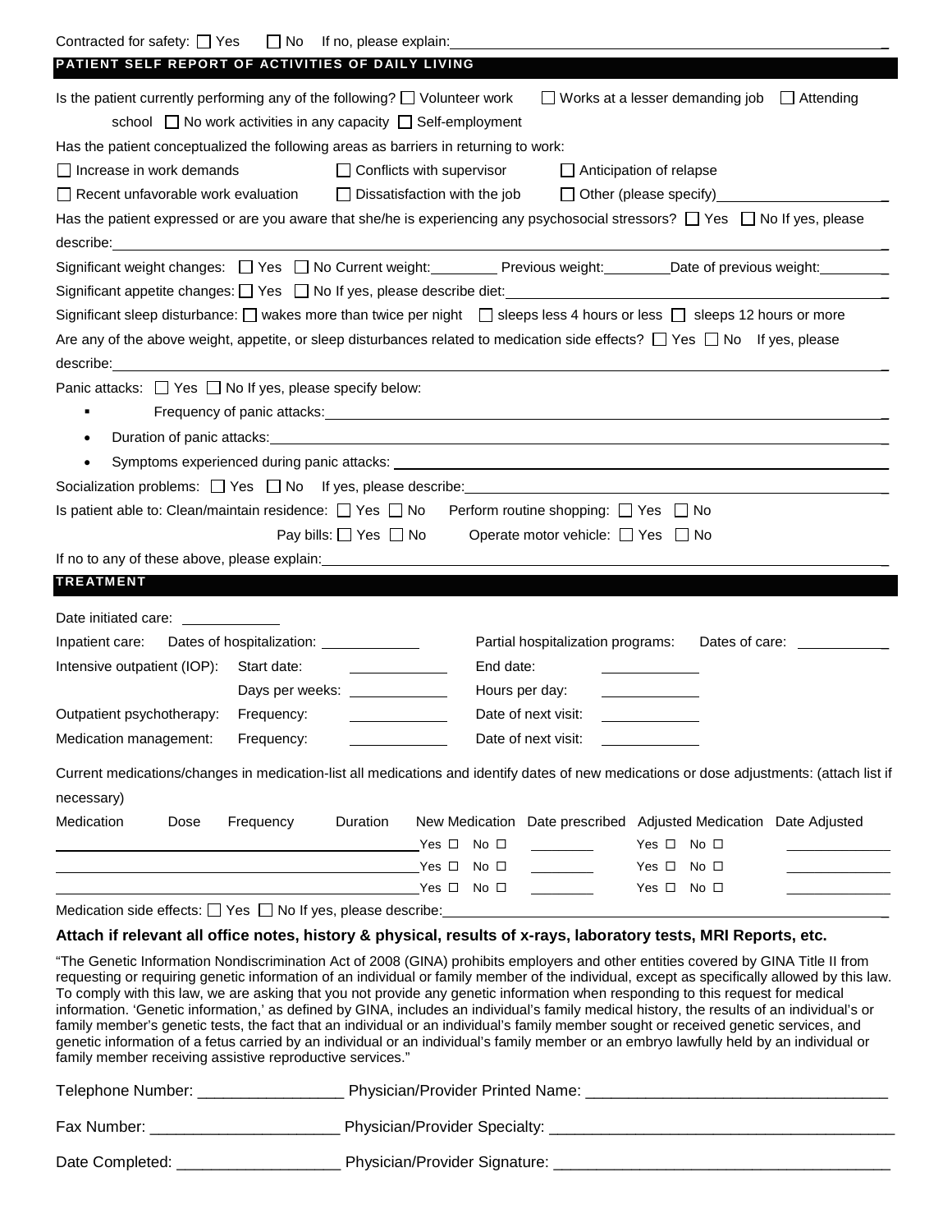Contracted for safety: ☐ Yes ☐ No If no, please explain: ___

## PATIENT SELF REPORT OF ACTIVITIES OF DAILY LIVING

Is the patient currently performing any of the following? ☐ Volunteer work ☐ Works at a lesser demanding job ☐ Attending school ☐ No work activities in any capacity ☐ Self-employment

Has the patient conceptualized the following areas as barriers in returning to work:

☐ Increase in work demands ☐ Conflicts with supervisor ☐ Anticipation of relapse

☐ Recent unfavorable work evaluation ☐ Dissatisfaction with the job ☐ Other (please specify) ___

Has the patient expressed or are you aware that she/he is experiencing any psychosocial stressors? ☐ Yes ☐ No If yes, please describe: ___

Significant weight changes: ☐ Yes ☐ No Current weight: ___ Previous weight: ___ Date of previous weight: ___

Significant appetite changes: ☐ Yes ☐ No If yes, please describe diet: ___

Significant sleep disturbance: ☐ wakes more than twice per night ☐ sleeps less 4 hours or less ☐ sleeps 12 hours or more

Are any of the above weight, appetite, or sleep disturbances related to medication side effects? ☐ Yes ☐ No If yes, please describe: ___

Panic attacks: ☐ Yes ☐ No If yes, please specify below:

- Frequency of panic attacks: ___
- Duration of panic attacks: ___
- Symptoms experienced during panic attacks: ___

Socialization problems: ☐ Yes ☐ No If yes, please describe: ___

Is patient able to: Clean/maintain residence: ☐ Yes ☐ No Perform routine shopping: ☐ Yes ☐ No

Pay bills: ☐ Yes ☐ No Operate motor vehicle: ☐ Yes ☐ No

If no to any of these above, please explain: ___

## TREATMENT

Date initiated care: ___

Inpatient care: Dates of hospitalization: ___ Partial hospitalization programs: Dates of care: ___

Intensive outpatient (IOP): Start date: ___ End date: ___

Days per weeks: ___ Hours per day: ___

Outpatient psychotherapy: Frequency: ___ Date of next visit: ___

Medication management: Frequency: ___ Date of next visit: ___

Current medications/changes in medication-list all medications and identify dates of new medications or dose adjustments: (attach list if necessary)

| Medication | Dose | Frequency | Duration | New Medication | Date prescribed | Adjusted Medication | Date Adjusted |
|---|---|---|---|---|---|---|---|
| | | | | Yes ☐ No ☐ | | Yes ☐ No ☐ | |
| | | | | Yes ☐ No ☐ | | Yes ☐ No ☐ | |
| | | | | Yes ☐ No ☐ | | Yes ☐ No ☐ | |

Medication side effects: ☐ Yes ☐ No If yes, please describe: ___

**Attach if relevant all office notes, history & physical, results of x-rays, laboratory tests, MRI Reports, etc.**

"The Genetic Information Nondiscrimination Act of 2008 (GINA) prohibits employers and other entities covered by GINA Title II from requesting or requiring genetic information of an individual or family member of the individual, except as specifically allowed by this law. To comply with this law, we are asking that you not provide any genetic information when responding to this request for medical information. 'Genetic information,' as defined by GINA, includes an individual's family medical history, the results of an individual's or family member's genetic tests, the fact that an individual or an individual's family member sought or received genetic services, and genetic information of a fetus carried by an individual or an individual's family member or an embryo lawfully held by an individual or family member receiving assistive reproductive services."

Telephone Number: ___ Physician/Provider Printed Name: ___

Fax Number: ___ Physician/Provider Specialty: ___

Date Completed: ___ Physician/Provider Signature: ___